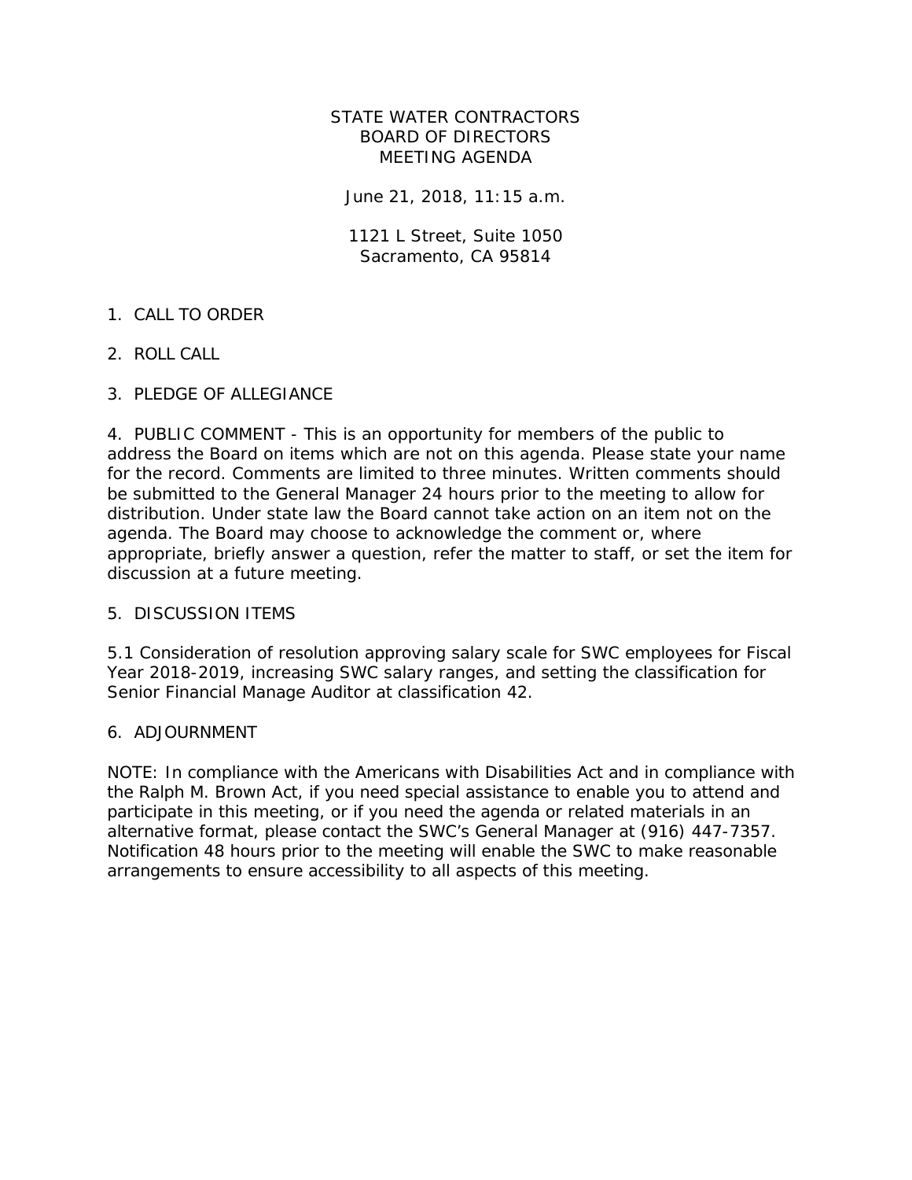# STATE WATER CONTRACTORS
# BOARD OF DIRECTORS
# MEETING AGENDA

June 21, 2018, 11:15 a.m.

1121 L Street, Suite 1050
Sacramento, CA 95814

1. CALL TO ORDER

2. ROLL CALL

3. PLEDGE OF ALLEGIANCE

4. PUBLIC COMMENT - This is an opportunity for members of the public to address the Board on items which are not on this agenda. Please state your name for the record. Comments are limited to three minutes. Written comments should be submitted to the General Manager 24 hours prior to the meeting to allow for distribution. Under state law the Board cannot take action on an item not on the agenda. The Board may choose to acknowledge the comment or, where appropriate, briefly answer a question, refer the matter to staff, or set the item for discussion at a future meeting.

5. DISCUSSION ITEMS

5.1 Consideration of resolution approving salary scale for SWC employees for Fiscal Year 2018-2019, increasing SWC salary ranges, and setting the classification for Senior Financial Manage Auditor at classification 42.

6. ADJOURNMENT

NOTE: In compliance with the Americans with Disabilities Act and in compliance with the Ralph M. Brown Act, if you need special assistance to enable you to attend and participate in this meeting, or if you need the agenda or related materials in an alternative format, please contact the SWC's General Manager at (916) 447-7357. Notification 48 hours prior to the meeting will enable the SWC to make reasonable arrangements to ensure accessibility to all aspects of this meeting.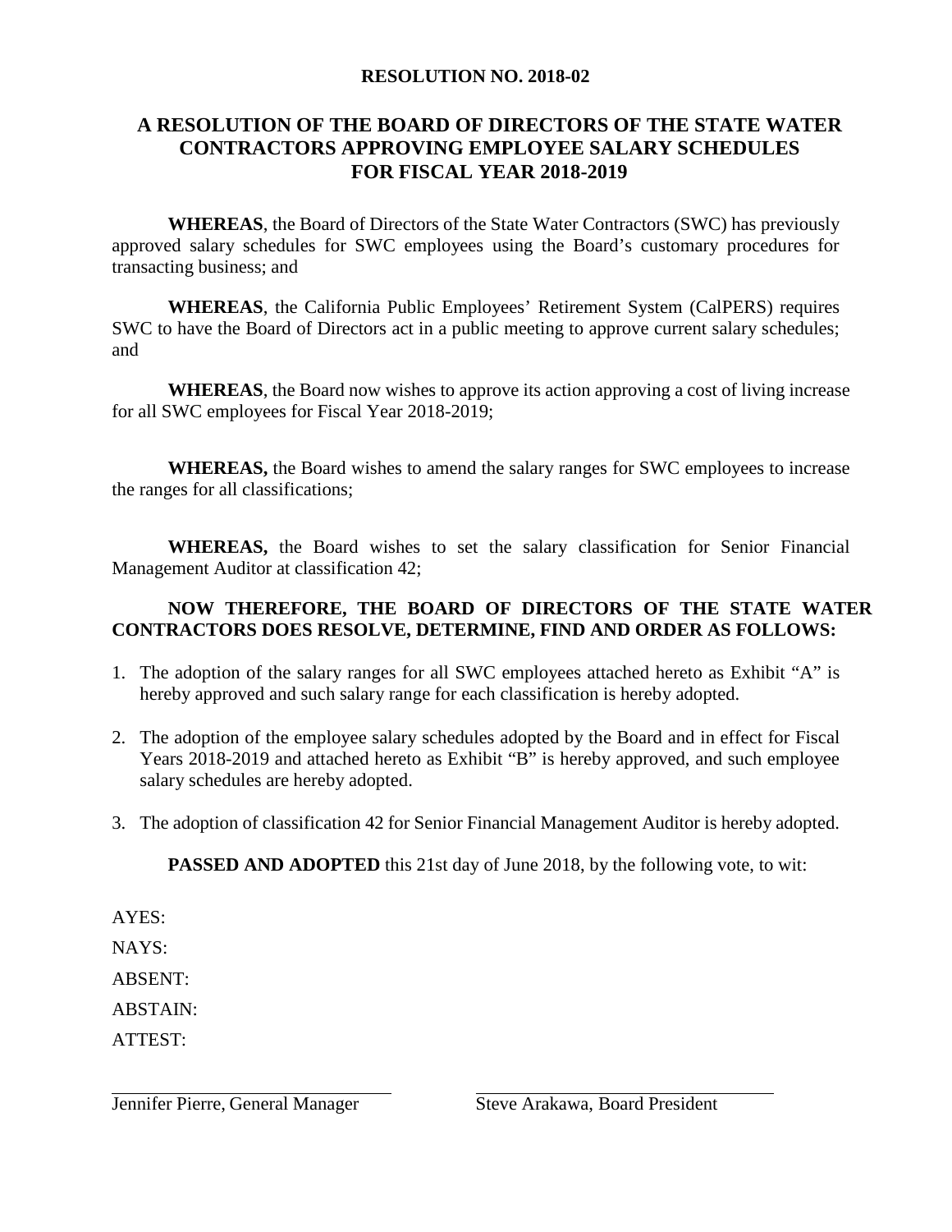**RESOLUTION NO. 2018-02**

**A RESOLUTION OF THE BOARD OF DIRECTORS OF THE STATE WATER CONTRACTORS APPROVING EMPLOYEE SALARY SCHEDULES FOR FISCAL YEAR 2018-2019**

**WHEREAS**, the Board of Directors of the State Water Contractors (SWC) has previously approved salary schedules for SWC employees using the Board's customary procedures for transacting business; and

**WHEREAS**, the California Public Employees' Retirement System (CalPERS) requires SWC to have the Board of Directors act in a public meeting to approve current salary schedules; and

**WHEREAS**, the Board now wishes to approve its action approving a cost of living increase for all SWC employees for Fiscal Year 2018-2019;

**WHEREAS,** the Board wishes to amend the salary ranges for SWC employees to increase the ranges for all classifications;

**WHEREAS,** the Board wishes to set the salary classification for Senior Financial Management Auditor at classification 42;

**NOW THEREFORE, THE BOARD OF DIRECTORS OF THE STATE WATER CONTRACTORS DOES RESOLVE, DETERMINE, FIND AND ORDER AS FOLLOWS:**

1. The adoption of the salary ranges for all SWC employees attached hereto as Exhibit "A" is hereby approved and such salary range for each classification is hereby adopted.
2. The adoption of the employee salary schedules adopted by the Board and in effect for Fiscal Years 2018-2019 and attached hereto as Exhibit "B" is hereby approved, and such employee salary schedules are hereby adopted.
3. The adoption of classification 42 for Senior Financial Management Auditor is hereby adopted.

**PASSED AND ADOPTED** this 21st day of June 2018, by the following vote, to wit:

AYES:

NAYS:

ABSENT:

ABSTAIN:

ATTEST:

\_\_\_\_\_\_\_\_\_\_\_\_\_\_\_\_\_\_\_\_\_\_\_\_\_\_\_\_\_\_
Jennifer Pierre, General Manager

\_\_\_\_\_\_\_\_\_\_\_\_\_\_\_\_\_\_\_\_\_\_\_\_\_\_\_\_\_\_
Steve Arakawa, Board President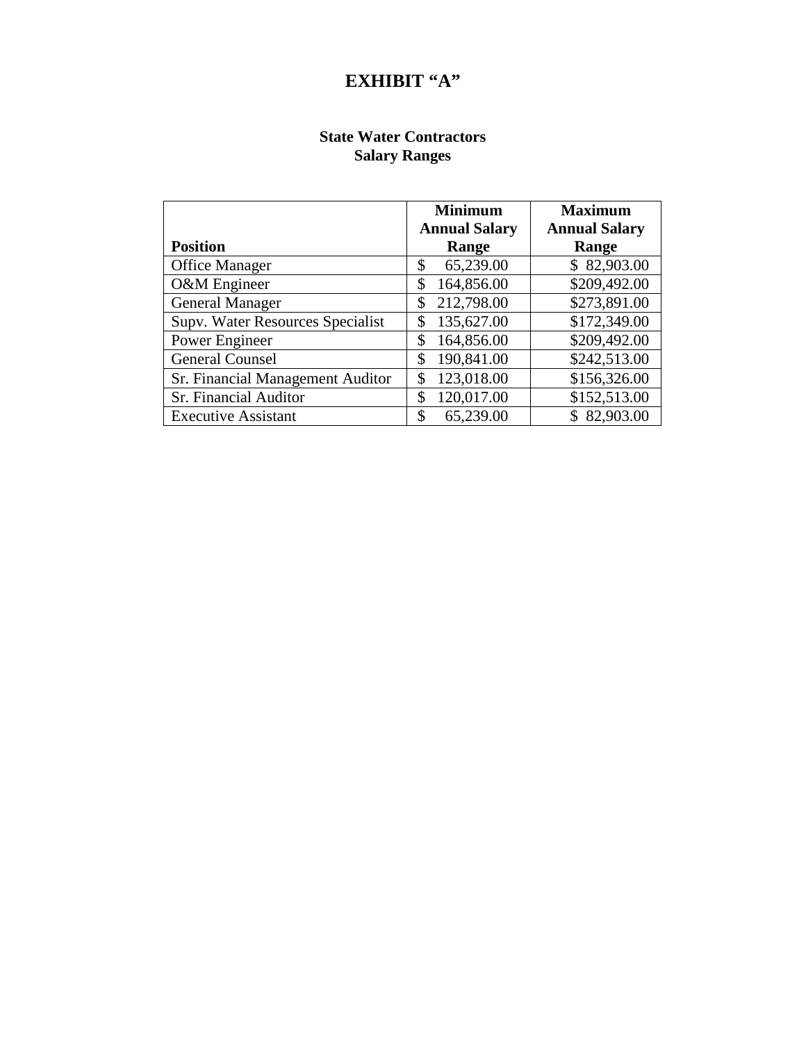# EXHIBIT "A"

**State Water Contractors**
**Salary Ranges**

| Position | Minimum Annual Salary Range | Maximum Annual Salary Range |
|---|---|---|
| Office Manager | $ 65,239.00 | $ 82,903.00 |
| O&M Engineer | $ 164,856.00 | $209,492.00 |
| General Manager | $ 212,798.00 | $273,891.00 |
| Supv. Water Resources Specialist | $ 135,627.00 | $172,349.00 |
| Power Engineer | $ 164,856.00 | $209,492.00 |
| General Counsel | $ 190,841.00 | $242,513.00 |
| Sr. Financial Management Auditor | $ 123,018.00 | $156,326.00 |
| Sr. Financial Auditor | $ 120,017.00 | $152,513.00 |
| Executive Assistant | $ 65,239.00 | $ 82,903.00 |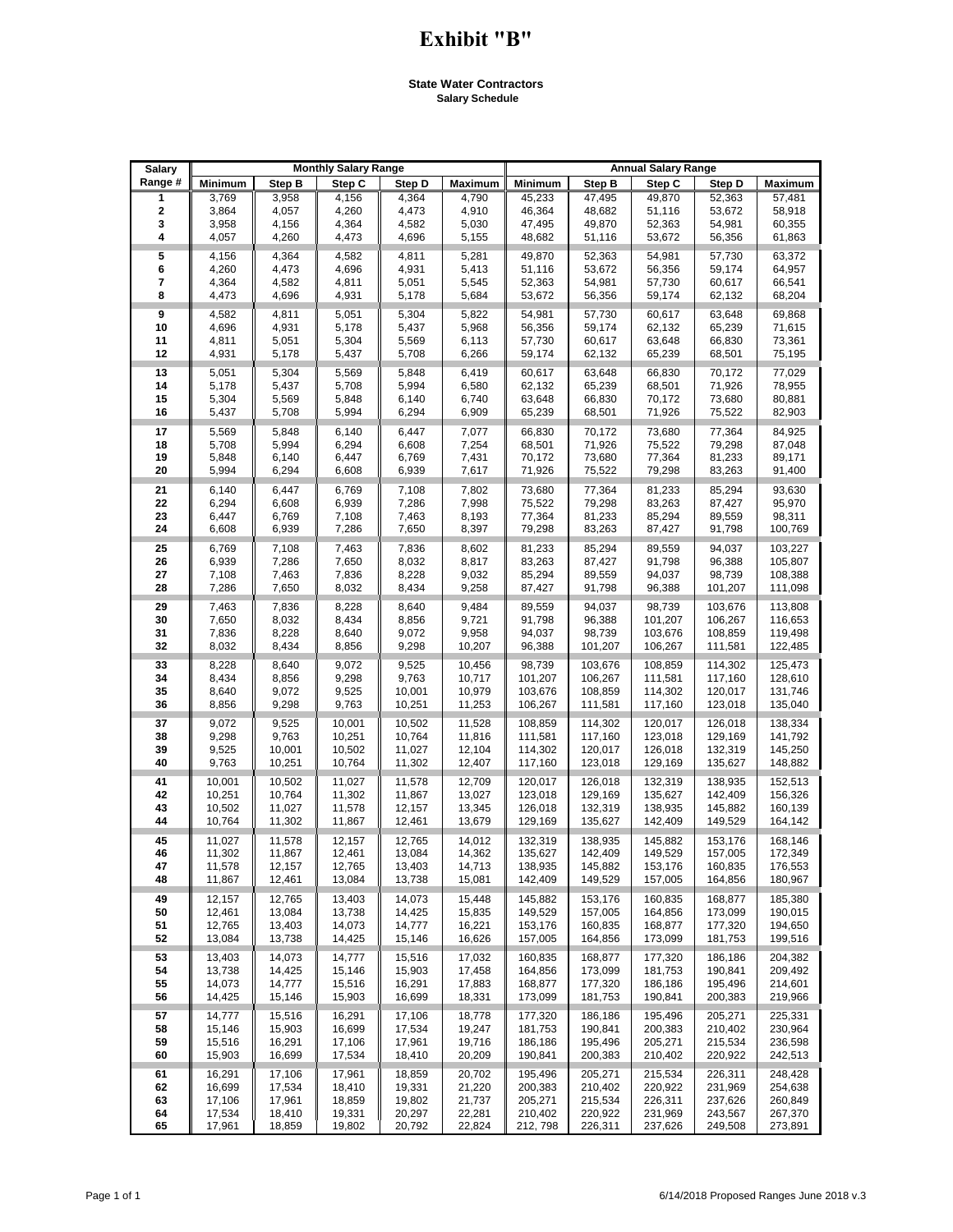# Exhibit "B"

**State Water Contractors**
**Salary Schedule**

| Salary Range # | Monthly Salary Range | | | | | Annual Salary Range | | | | |
|---|---|---|---|---|---|---|---|---|---|---|
| | Minimum | Step B | Step C | Step D | Maximum | Minimum | Step B | Step C | Step D | Maximum |
| 1 | 3,769 | 3,958 | 4,156 | 4,364 | 4,790 | 45,233 | 47,495 | 49,870 | 52,363 | 57,481 |
| 2 | 3,864 | 4,057 | 4,260 | 4,473 | 4,910 | 46,364 | 48,682 | 51,116 | 53,672 | 58,918 |
| 3 | 3,958 | 4,156 | 4,364 | 4,582 | 5,030 | 47,495 | 49,870 | 52,363 | 54,981 | 60,355 |
| 4 | 4,057 | 4,260 | 4,473 | 4,696 | 5,155 | 48,682 | 51,116 | 53,672 | 56,356 | 61,863 |
| 5 | 4,156 | 4,364 | 4,582 | 4,811 | 5,281 | 49,870 | 52,363 | 54,981 | 57,730 | 63,372 |
| 6 | 4,260 | 4,473 | 4,696 | 4,931 | 5,413 | 51,116 | 53,672 | 56,356 | 59,174 | 64,957 |
| 7 | 4,364 | 4,582 | 4,811 | 5,051 | 5,545 | 52,363 | 54,981 | 57,730 | 60,617 | 66,541 |
| 8 | 4,473 | 4,696 | 4,931 | 5,178 | 5,684 | 53,672 | 56,356 | 59,174 | 62,132 | 68,204 |
| 9 | 4,582 | 4,811 | 5,051 | 5,304 | 5,822 | 54,981 | 57,730 | 60,617 | 63,648 | 69,868 |
| 10 | 4,696 | 4,931 | 5,178 | 5,437 | 5,968 | 56,356 | 59,174 | 62,132 | 65,239 | 71,615 |
| 11 | 4,811 | 5,051 | 5,304 | 5,569 | 6,113 | 57,730 | 60,617 | 63,648 | 66,830 | 73,361 |
| 12 | 4,931 | 5,178 | 5,437 | 5,708 | 6,266 | 59,174 | 62,132 | 65,239 | 68,501 | 75,195 |
| 13 | 5,051 | 5,304 | 5,569 | 5,848 | 6,419 | 60,617 | 63,648 | 66,830 | 70,172 | 77,029 |
| 14 | 5,178 | 5,437 | 5,708 | 5,994 | 6,580 | 62,132 | 65,239 | 68,501 | 71,926 | 78,955 |
| 15 | 5,304 | 5,569 | 5,848 | 6,140 | 6,740 | 63,648 | 66,830 | 70,172 | 73,680 | 80,881 |
| 16 | 5,437 | 5,708 | 5,994 | 6,294 | 6,909 | 65,239 | 68,501 | 71,926 | 75,522 | 82,903 |
| 17 | 5,569 | 5,848 | 6,140 | 6,447 | 7,077 | 66,830 | 70,172 | 73,680 | 77,364 | 84,925 |
| 18 | 5,708 | 5,994 | 6,294 | 6,608 | 7,254 | 68,501 | 71,926 | 75,522 | 79,298 | 87,048 |
| 19 | 5,848 | 6,140 | 6,447 | 6,769 | 7,431 | 70,172 | 73,680 | 77,364 | 81,233 | 89,171 |
| 20 | 5,994 | 6,294 | 6,608 | 6,939 | 7,617 | 71,926 | 75,522 | 79,298 | 83,263 | 91,400 |
| 21 | 6,140 | 6,447 | 6,769 | 7,108 | 7,802 | 73,680 | 77,364 | 81,233 | 85,294 | 93,630 |
| 22 | 6,294 | 6,608 | 6,939 | 7,286 | 7,998 | 75,522 | 79,298 | 83,263 | 87,427 | 95,970 |
| 23 | 6,447 | 6,769 | 7,108 | 7,463 | 8,193 | 77,364 | 81,233 | 85,294 | 89,559 | 98,311 |
| 24 | 6,608 | 6,939 | 7,286 | 7,650 | 8,397 | 79,298 | 83,263 | 87,427 | 91,798 | 100,769 |
| 25 | 6,769 | 7,108 | 7,463 | 7,836 | 8,602 | 81,233 | 85,294 | 89,559 | 94,037 | 103,227 |
| 26 | 6,939 | 7,286 | 7,650 | 8,032 | 8,817 | 83,263 | 87,427 | 91,798 | 96,388 | 105,807 |
| 27 | 7,108 | 7,463 | 7,836 | 8,228 | 9,032 | 85,294 | 89,559 | 94,037 | 98,739 | 108,388 |
| 28 | 7,286 | 7,650 | 8,032 | 8,434 | 9,258 | 87,427 | 91,798 | 96,388 | 101,207 | 111,098 |
| 29 | 7,463 | 7,836 | 8,228 | 8,640 | 9,484 | 89,559 | 94,037 | 98,739 | 103,676 | 113,808 |
| 30 | 7,650 | 8,032 | 8,434 | 8,856 | 9,721 | 91,798 | 96,388 | 101,207 | 106,267 | 116,653 |
| 31 | 7,836 | 8,228 | 8,640 | 9,072 | 9,958 | 94,037 | 98,739 | 103,676 | 108,859 | 119,498 |
| 32 | 8,032 | 8,434 | 8,856 | 9,298 | 10,207 | 96,388 | 101,207 | 106,267 | 111,581 | 122,485 |
| 33 | 8,228 | 8,640 | 9,072 | 9,525 | 10,456 | 98,739 | 103,676 | 108,859 | 114,302 | 125,473 |
| 34 | 8,434 | 8,856 | 9,298 | 9,763 | 10,717 | 101,207 | 106,267 | 111,581 | 117,160 | 128,610 |
| 35 | 8,640 | 9,072 | 9,525 | 10,001 | 10,979 | 103,676 | 108,859 | 114,302 | 120,017 | 131,746 |
| 36 | 8,856 | 9,298 | 9,763 | 10,251 | 11,253 | 106,267 | 111,581 | 117,160 | 123,018 | 135,040 |
| 37 | 9,072 | 9,525 | 10,001 | 10,502 | 11,528 | 108,859 | 114,302 | 120,017 | 126,018 | 138,334 |
| 38 | 9,298 | 9,763 | 10,251 | 10,764 | 11,816 | 111,581 | 117,160 | 123,018 | 129,169 | 141,792 |
| 39 | 9,525 | 10,001 | 10,502 | 11,027 | 12,104 | 114,302 | 120,017 | 126,018 | 132,319 | 145,250 |
| 40 | 9,763 | 10,251 | 10,764 | 11,302 | 12,407 | 117,160 | 123,018 | 129,169 | 135,627 | 148,882 |
| 41 | 10,001 | 10,502 | 11,027 | 11,578 | 12,709 | 120,017 | 126,018 | 132,319 | 138,935 | 152,513 |
| 42 | 10,251 | 10,764 | 11,302 | 11,867 | 13,027 | 123,018 | 129,169 | 135,627 | 142,409 | 156,326 |
| 43 | 10,502 | 11,027 | 11,578 | 12,157 | 13,345 | 126,018 | 132,319 | 138,935 | 145,882 | 160,139 |
| 44 | 10,764 | 11,302 | 11,867 | 12,461 | 13,679 | 129,169 | 135,627 | 142,409 | 149,529 | 164,142 |
| 45 | 11,027 | 11,578 | 12,157 | 12,765 | 14,012 | 132,319 | 138,935 | 145,882 | 153,176 | 168,146 |
| 46 | 11,302 | 11,867 | 12,461 | 13,084 | 14,362 | 135,627 | 142,409 | 149,529 | 157,005 | 172,349 |
| 47 | 11,578 | 12,157 | 12,765 | 13,403 | 14,713 | 138,935 | 145,882 | 153,176 | 160,835 | 176,553 |
| 48 | 11,867 | 12,461 | 13,084 | 13,738 | 15,081 | 142,409 | 149,529 | 157,005 | 164,856 | 180,967 |
| 49 | 12,157 | 12,765 | 13,403 | 14,073 | 15,448 | 145,882 | 153,176 | 160,835 | 168,877 | 185,380 |
| 50 | 12,461 | 13,084 | 13,738 | 14,425 | 15,835 | 149,529 | 157,005 | 164,856 | 173,099 | 190,015 |
| 51 | 12,765 | 13,403 | 14,073 | 14,777 | 16,221 | 153,176 | 160,835 | 168,877 | 177,320 | 194,650 |
| 52 | 13,084 | 13,738 | 14,425 | 15,146 | 16,626 | 157,005 | 164,856 | 173,099 | 181,753 | 199,516 |
| 53 | 13,403 | 14,073 | 14,777 | 15,516 | 17,032 | 160,835 | 168,877 | 177,320 | 186,186 | 204,382 |
| 54 | 13,738 | 14,425 | 15,146 | 15,903 | 17,458 | 164,856 | 173,099 | 181,753 | 190,841 | 209,492 |
| 55 | 14,073 | 14,777 | 15,516 | 16,291 | 17,883 | 168,877 | 177,320 | 186,186 | 195,496 | 214,601 |
| 56 | 14,425 | 15,146 | 15,903 | 16,699 | 18,331 | 173,099 | 181,753 | 190,841 | 200,383 | 219,966 |
| 57 | 14,777 | 15,516 | 16,291 | 17,106 | 18,778 | 177,320 | 186,186 | 195,496 | 205,271 | 225,331 |
| 58 | 15,146 | 15,903 | 16,699 | 17,534 | 19,247 | 181,753 | 190,841 | 200,383 | 210,402 | 230,964 |
| 59 | 15,516 | 16,291 | 17,106 | 17,961 | 19,716 | 186,186 | 195,496 | 205,271 | 215,534 | 236,598 |
| 60 | 15,903 | 16,699 | 17,534 | 18,410 | 20,209 | 190,841 | 200,383 | 210,402 | 220,922 | 242,513 |
| 61 | 16,291 | 17,106 | 17,961 | 18,859 | 20,702 | 195,496 | 205,271 | 215,534 | 226,311 | 248,428 |
| 62 | 16,699 | 17,534 | 18,410 | 19,331 | 21,220 | 200,383 | 210,402 | 220,922 | 231,969 | 254,638 |
| 63 | 17,106 | 17,961 | 18,859 | 19,802 | 21,737 | 205,271 | 215,534 | 226,311 | 237,626 | 260,849 |
| 64 | 17,534 | 18,410 | 19,331 | 20,297 | 22,281 | 210,402 | 220,922 | 231,969 | 243,567 | 267,370 |
| 65 | 17,961 | 18,859 | 19,802 | 20,792 | 22,824 | 212, 798 | 226,311 | 237,626 | 249,508 | 273,891 |

6/14/2018 Proposed Ranges June 2018 v.3